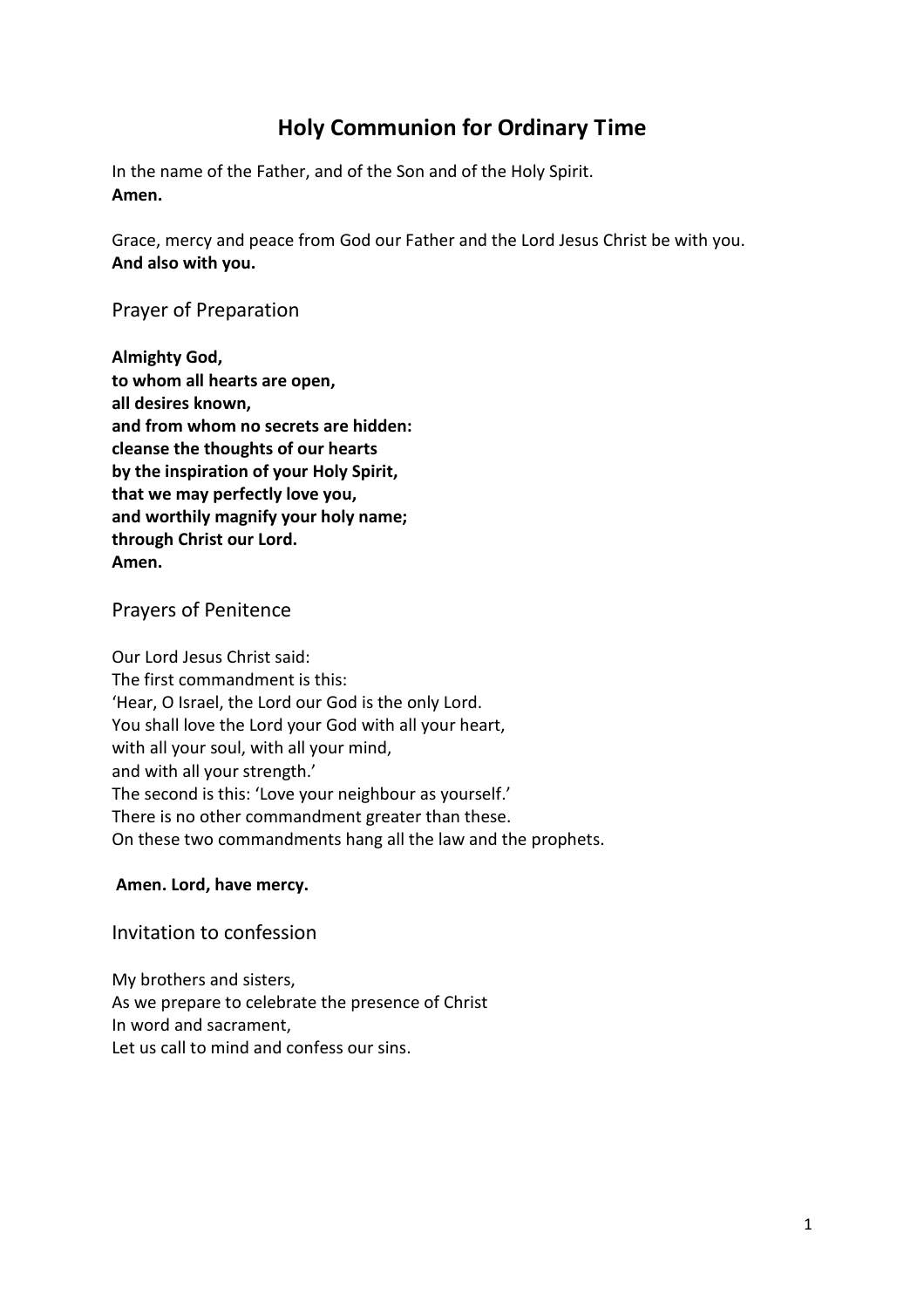# Holy Communion for Ordinary Time

In the name of the Father, and of the Son and of the Holy Spirit.
**Amen.**

Grace, mercy and peace from God our Father and the Lord Jesus Christ be with you.
**And also with you.**

## Prayer of Preparation

**Almighty God,**
**to whom all hearts are open,**
**all desires known,**
**and from whom no secrets are hidden:**
**cleanse the thoughts of our hearts**
**by the inspiration of your Holy Spirit,**
**that we may perfectly love you,**
**and worthily magnify your holy name;**
**through Christ our Lord.**
**Amen.**

## Prayers of Penitence

Our Lord Jesus Christ said:
The first commandment is this:
'Hear, O Israel, the Lord our God is the only Lord.
You shall love the Lord your God with all your heart,
with all your soul, with all your mind,
and with all your strength.'
The second is this: 'Love your neighbour as yourself.'
There is no other commandment greater than these.
On these two commandments hang all the law and the prophets.

**Amen. Lord, have mercy.**

## Invitation to confession

My brothers and sisters,
As we prepare to celebrate the presence of Christ
In word and sacrament,
Let us call to mind and confess our sins.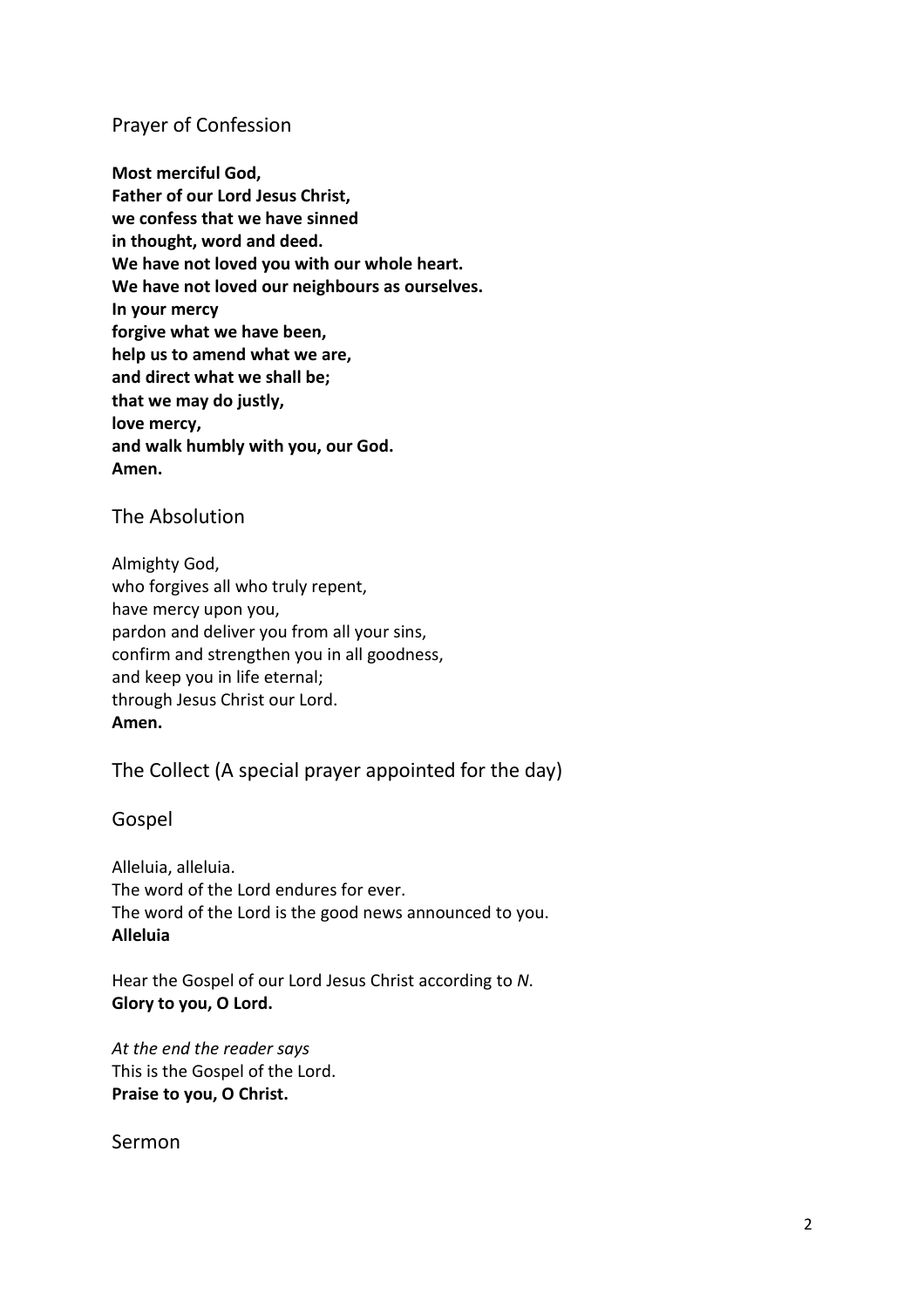## Prayer of Confession

**Most merciful God,**
**Father of our Lord Jesus Christ,**
**we confess that we have sinned**
**in thought, word and deed.**
**We have not loved you with our whole heart.**
**We have not loved our neighbours as ourselves.**
**In your mercy**
**forgive what we have been,**
**help us to amend what we are,**
**and direct what we shall be;**
**that we may do justly,**
**love mercy,**
**and walk humbly with you, our God.**
**Amen.**

## The Absolution

Almighty God,
who forgives all who truly repent,
have mercy upon you,
pardon and deliver you from all your sins,
confirm and strengthen you in all goodness,
and keep you in life eternal;
through Jesus Christ our Lord.
**Amen.**

## The Collect (A special prayer appointed for the day)

## Gospel

Alleluia, alleluia.
The word of the Lord endures for ever.
The word of the Lord is the good news announced to you.
**Alleluia**

Hear the Gospel of our Lord Jesus Christ according to *N*.
**Glory to you, O Lord.**

*At the end the reader says*
This is the Gospel of the Lord.
**Praise to you, O Christ.**

## Sermon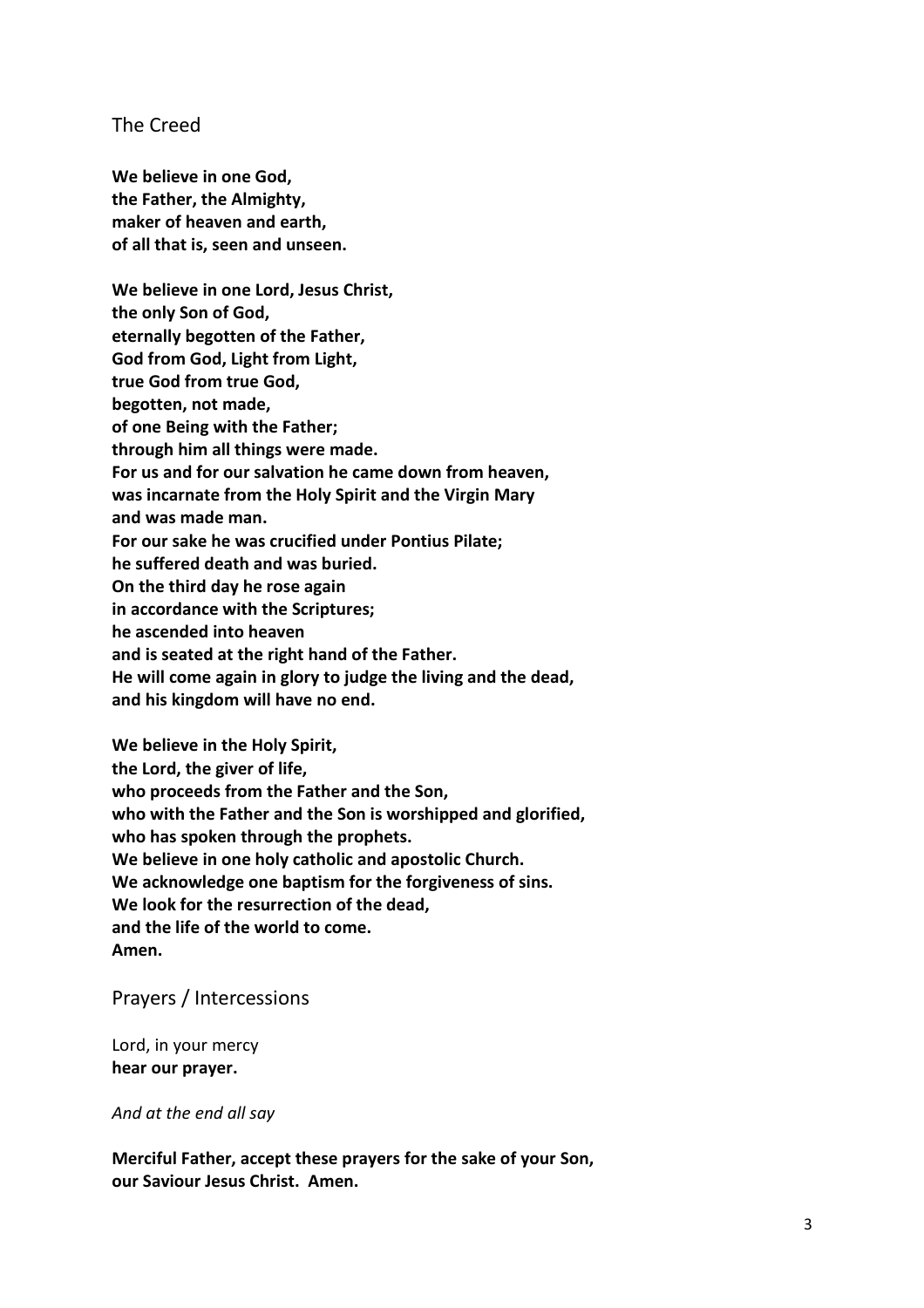## The Creed

**We believe in one God,**
**the Father, the Almighty,**
**maker of heaven and earth,**
**of all that is, seen and unseen.**

**We believe in one Lord, Jesus Christ,**
**the only Son of God,**
**eternally begotten of the Father,**
**God from God, Light from Light,**
**true God from true God,**
**begotten, not made,**
**of one Being with the Father;**
**through him all things were made.**
**For us and for our salvation he came down from heaven,**
**was incarnate from the Holy Spirit and the Virgin Mary**
**and was made man.**
**For our sake he was crucified under Pontius Pilate;**
**he suffered death and was buried.**
**On the third day he rose again**
**in accordance with the Scriptures;**
**he ascended into heaven**
**and is seated at the right hand of the Father.**
**He will come again in glory to judge the living and the dead,**
**and his kingdom will have no end.**

**We believe in the Holy Spirit,**
**the Lord, the giver of life,**
**who proceeds from the Father and the Son,**
**who with the Father and the Son is worshipped and glorified,**
**who has spoken through the prophets.**
**We believe in one holy catholic and apostolic Church.**
**We acknowledge one baptism for the forgiveness of sins.**
**We look for the resurrection of the dead,**
**and the life of the world to come.**
**Amen.**

## Prayers / Intercessions

Lord, in your mercy
**hear our prayer.**

*And at the end all say*

**Merciful Father, accept these prayers for the sake of your Son,**
**our Saviour Jesus Christ. Amen.**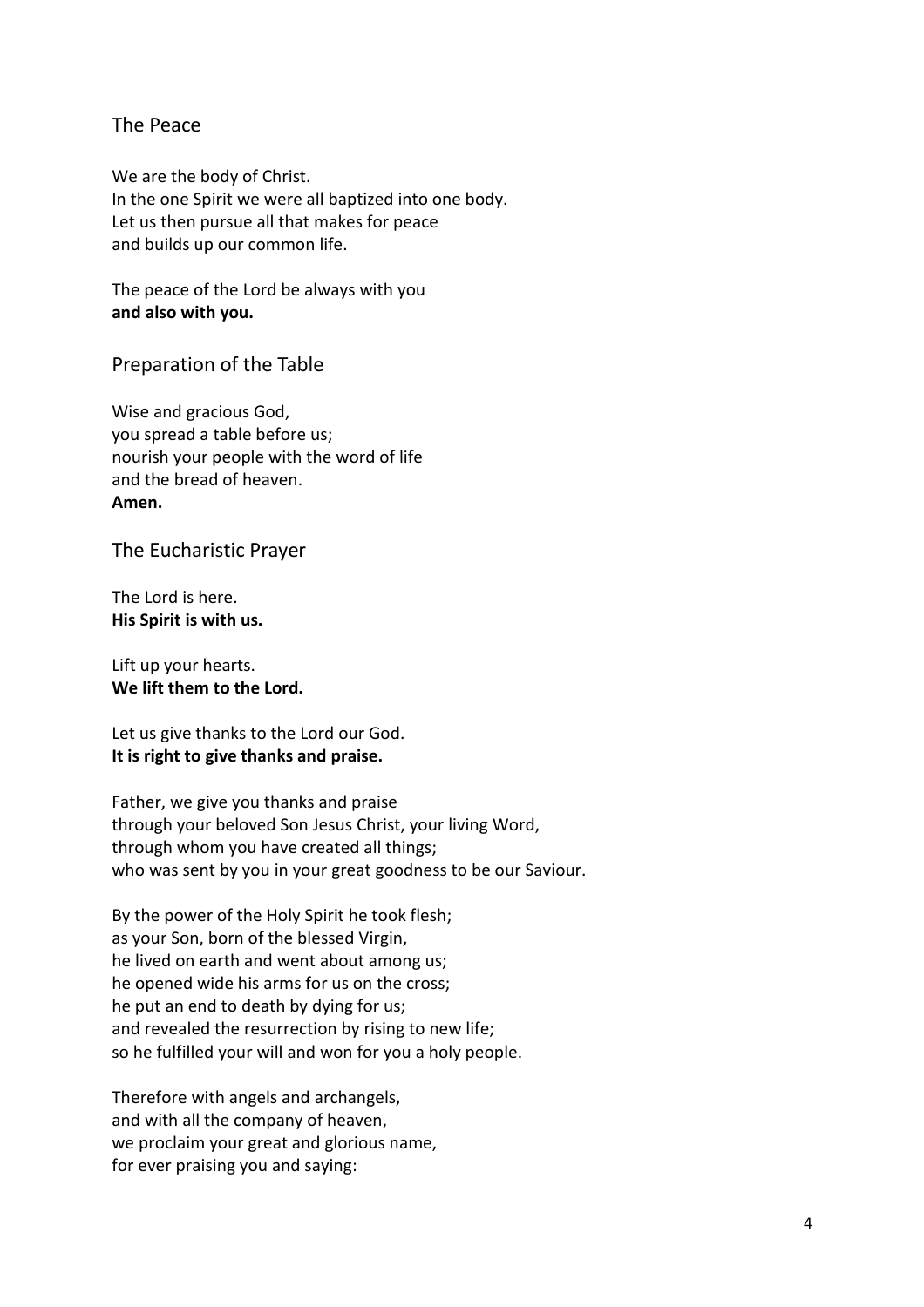## The Peace

We are the body of Christ.
In the one Spirit we were all baptized into one body.
Let us then pursue all that makes for peace
and builds up our common life.

The peace of the Lord be always with you
**and also with you.**

## Preparation of the Table

Wise and gracious God,
you spread a table before us;
nourish your people with the word of life
and the bread of heaven.
**Amen.**

## The Eucharistic Prayer

The Lord is here.
**His Spirit is with us.**

Lift up your hearts.
**We lift them to the Lord.**

Let us give thanks to the Lord our God.
**It is right to give thanks and praise.**

Father, we give you thanks and praise
through your beloved Son Jesus Christ, your living Word,
through whom you have created all things;
who was sent by you in your great goodness to be our Saviour.

By the power of the Holy Spirit he took flesh;
as your Son, born of the blessed Virgin,
he lived on earth and went about among us;
he opened wide his arms for us on the cross;
he put an end to death by dying for us;
and revealed the resurrection by rising to new life;
so he fulfilled your will and won for you a holy people.

Therefore with angels and archangels,
and with all the company of heaven,
we proclaim your great and glorious name,
for ever praising you and saying: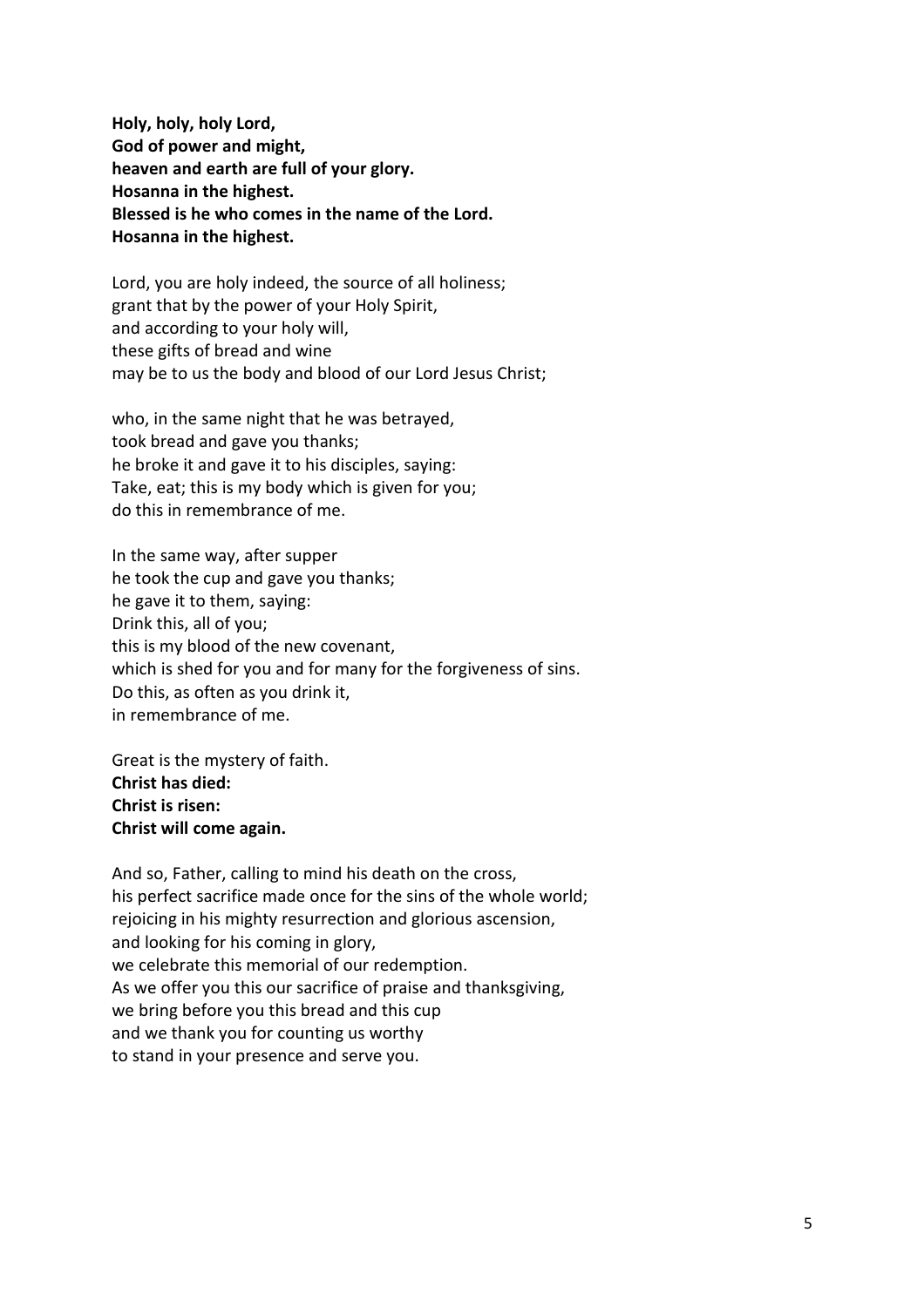**Holy, holy, holy Lord,**
**God of power and might,**
**heaven and earth are full of your glory.**
**Hosanna in the highest.**
**Blessed is he who comes in the name of the Lord.**
**Hosanna in the highest.**

Lord, you are holy indeed, the source of all holiness;
grant that by the power of your Holy Spirit,
and according to your holy will,
these gifts of bread and wine
may be to us the body and blood of our Lord Jesus Christ;

who, in the same night that he was betrayed,
took bread and gave you thanks;
he broke it and gave it to his disciples, saying:
Take, eat; this is my body which is given for you;
do this in remembrance of me.

In the same way, after supper
he took the cup and gave you thanks;
he gave it to them, saying:
Drink this, all of you;
this is my blood of the new covenant,
which is shed for you and for many for the forgiveness of sins.
Do this, as often as you drink it,
in remembrance of me.

Great is the mystery of faith.
**Christ has died:**
**Christ is risen:**
**Christ will come again.**

And so, Father, calling to mind his death on the cross,
his perfect sacrifice made once for the sins of the whole world;
rejoicing in his mighty resurrection and glorious ascension,
and looking for his coming in glory,
we celebrate this memorial of our redemption.
As we offer you this our sacrifice of praise and thanksgiving,
we bring before you this bread and this cup
and we thank you for counting us worthy
to stand in your presence and serve you.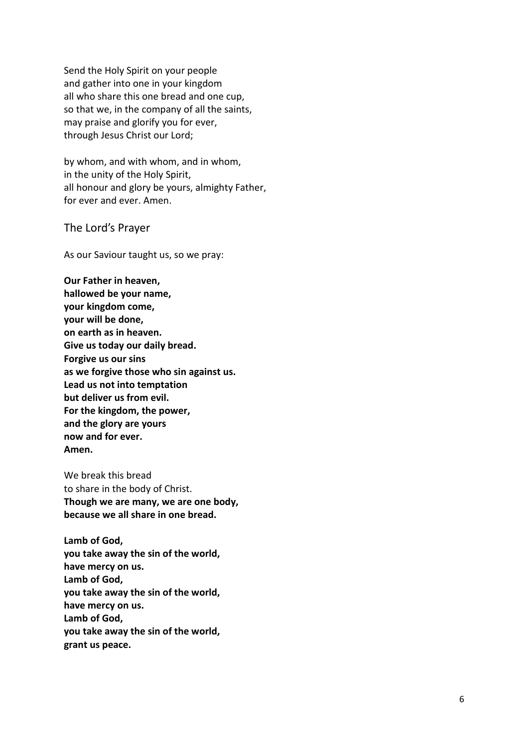Send the Holy Spirit on your people
and gather into one in your kingdom
all who share this one bread and one cup,
so that we, in the company of all the saints,
may praise and glorify you for ever,
through Jesus Christ our Lord;

by whom, and with whom, and in whom,
in the unity of the Holy Spirit,
all honour and glory be yours, almighty Father,
for ever and ever. Amen.

## The Lord's Prayer

As our Saviour taught us, so we pray:

**Our Father in heaven,**
**hallowed be your name,**
**your kingdom come,**
**your will be done,**
**on earth as in heaven.**
**Give us today our daily bread.**
**Forgive us our sins**
**as we forgive those who sin against us.**
**Lead us not into temptation**
**but deliver us from evil.**
**For the kingdom, the power,**
**and the glory are yours**
**now and for ever.**
**Amen.**

We break this bread
to share in the body of Christ.
**Though we are many, we are one body,**
**because we all share in one bread.**

**Lamb of God,**
**you take away the sin of the world,**
**have mercy on us.**
**Lamb of God,**
**you take away the sin of the world,**
**have mercy on us.**
**Lamb of God,**
**you take away the sin of the world,**
**grant us peace.**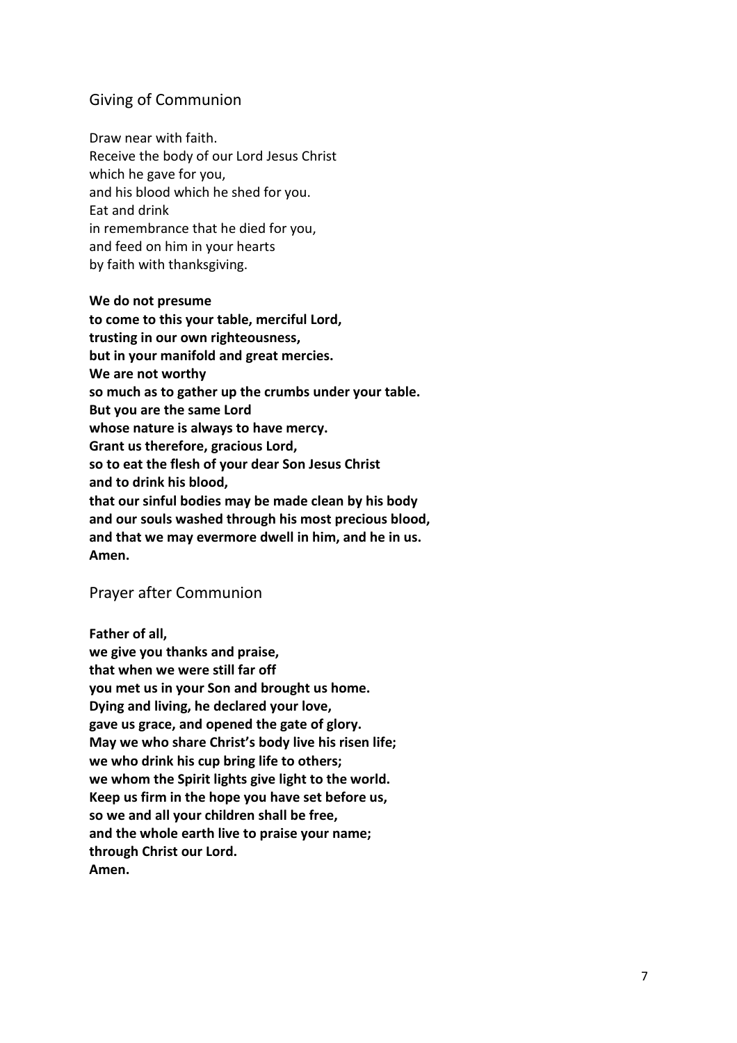## Giving of Communion

Draw near with faith.
Receive the body of our Lord Jesus Christ
which he gave for you,
and his blood which he shed for you.
Eat and drink
in remembrance that he died for you,
and feed on him in your hearts
by faith with thanksgiving.

**We do not presume**
**to come to this your table, merciful Lord,**
**trusting in our own righteousness,**
**but in your manifold and great mercies.**
**We are not worthy**
**so much as to gather up the crumbs under your table.**
**But you are the same Lord**
**whose nature is always to have mercy.**
**Grant us therefore, gracious Lord,**
**so to eat the flesh of your dear Son Jesus Christ**
**and to drink his blood,**
**that our sinful bodies may be made clean by his body**
**and our souls washed through his most precious blood,**
**and that we may evermore dwell in him, and he in us.**
**Amen.**

## Prayer after Communion

**Father of all,**
**we give you thanks and praise,**
**that when we were still far off**
**you met us in your Son and brought us home.**
**Dying and living, he declared your love,**
**gave us grace, and opened the gate of glory.**
**May we who share Christ's body live his risen life;**
**we who drink his cup bring life to others;**
**we whom the Spirit lights give light to the world.**
**Keep us firm in the hope you have set before us,**
**so we and all your children shall be free,**
**and the whole earth live to praise your name;**
**through Christ our Lord.**
**Amen.**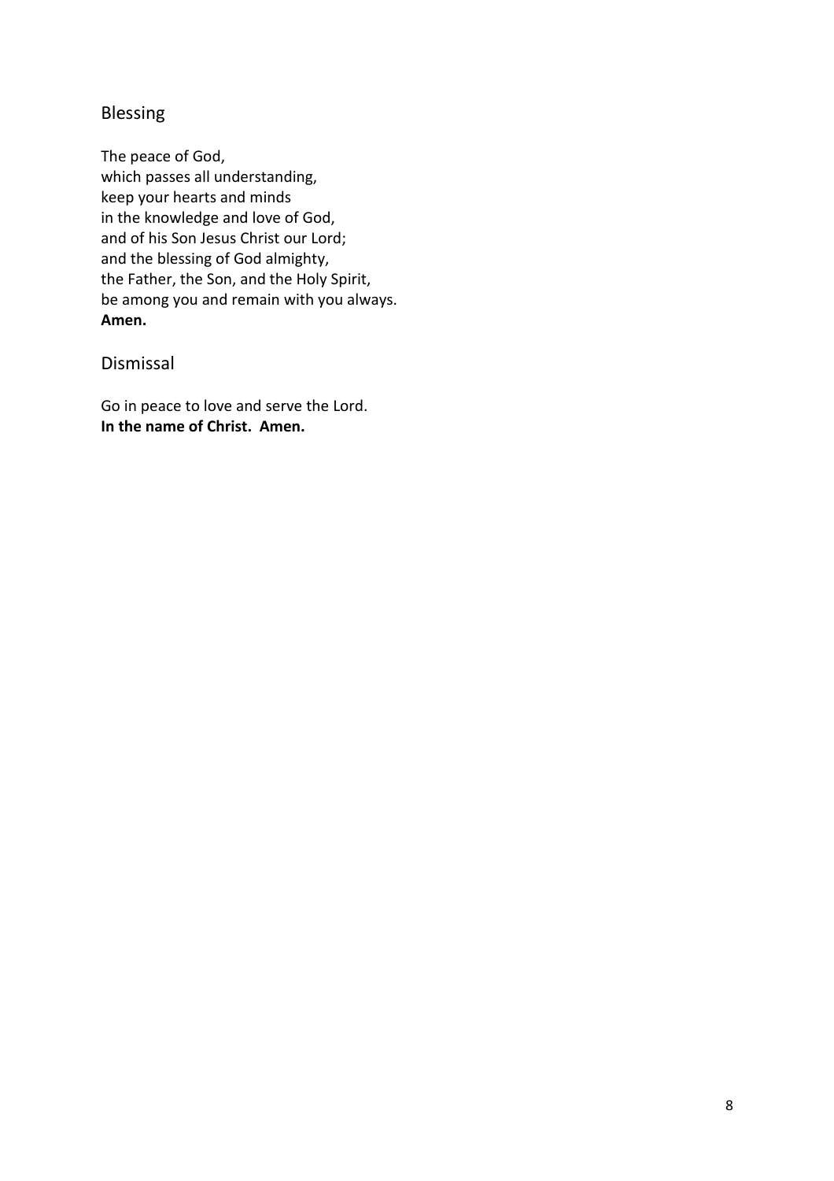## Blessing

The peace of God,
which passes all understanding,
keep your hearts and minds
in the knowledge and love of God,
and of his Son Jesus Christ our Lord;
and the blessing of God almighty,
the Father, the Son, and the Holy Spirit,
be among you and remain with you always.
**Amen.**

## Dismissal

Go in peace to love and serve the Lord.
**In the name of Christ. Amen.**